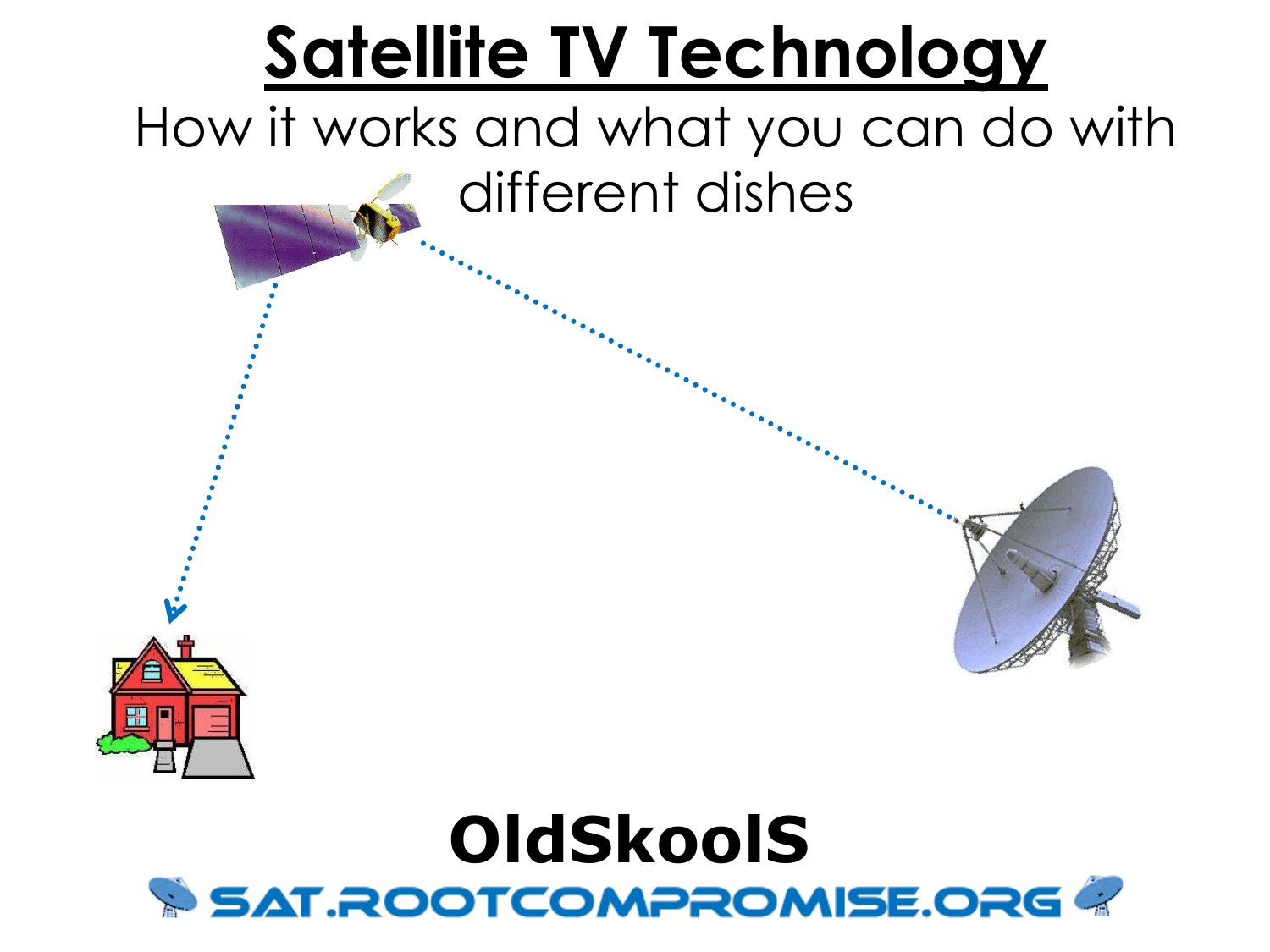# Satellite TV Technology

How it works and what you can do with different dishes

**OldSkoolS**

SAT.ROOTCOMPROMISE.ORG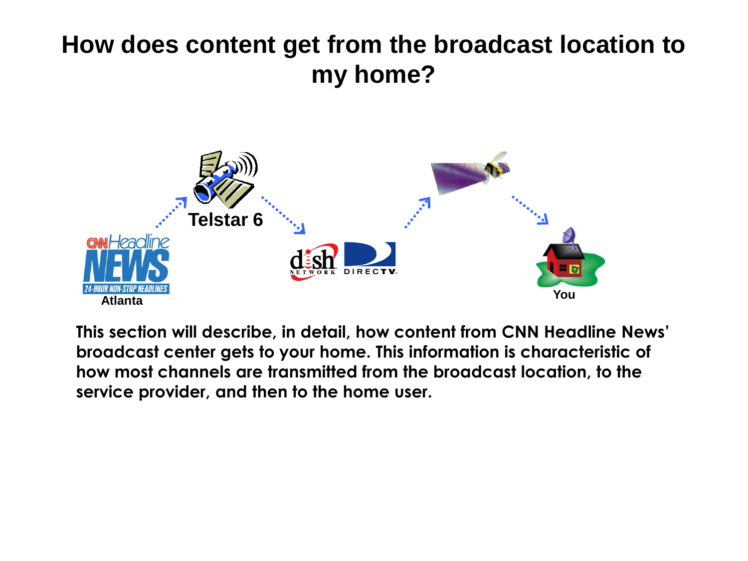# How does content get from the broadcast location to my home?

Telstar 6

Atlanta

You

This section will describe, in detail, how content from CNN Headline News' broadcast center gets to your home. This information is characteristic of how most channels are transmitted from the broadcast location, to the service provider, and then to the home user.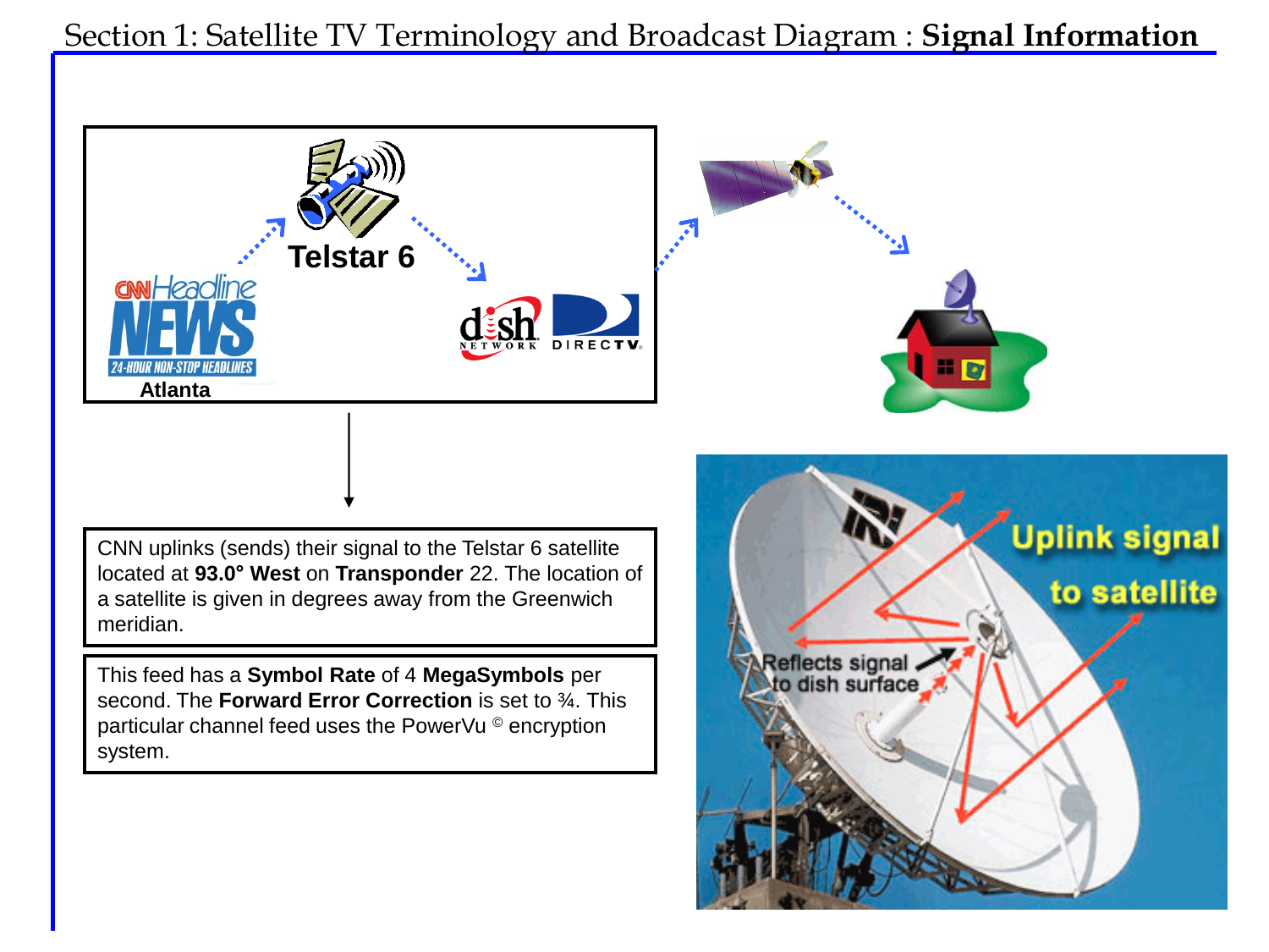# Section 1: Satellite TV Terminology and Broadcast Diagram : **Signal Information**

Telstar 6

Atlanta

CNN uplinks (sends) their signal to the Telstar 6 satellite located at **93.0° West** on **Transponder** 22. The location of a satellite is given in degrees away from the Greenwich meridian.

This feed has a **Symbol Rate** of 4 **MegaSymbols** per second. The **Forward Error Correction** is set to ¾. This particular channel feed uses the PowerVu © encryption system.

Uplink signal to satellite

Reflects signal to dish surface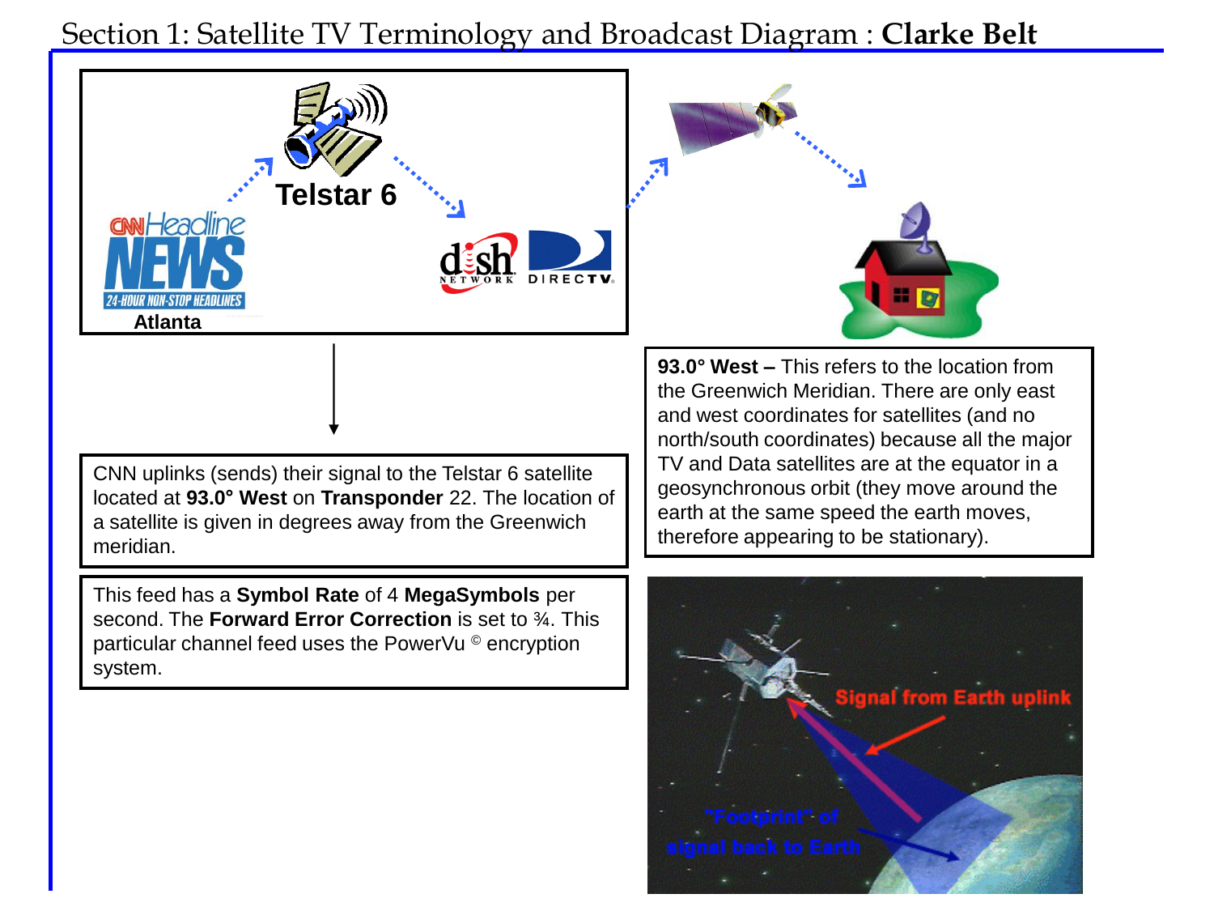# Section 1: Satellite TV Terminology and Broadcast Diagram : **Clarke Belt**

Telstar 6

Atlanta

CNN uplinks (sends) their signal to the Telstar 6 satellite located at **93.0° West** on **Transponder** 22. The location of a satellite is given in degrees away from the Greenwich meridian.

This feed has a **Symbol Rate** of 4 **MegaSymbols** per second. The **Forward Error Correction** is set to ¾. This particular channel feed uses the PowerVu © encryption system.

**93.0° West –** This refers to the location from the Greenwich Meridian. There are only east and west coordinates for satellites (and no north/south coordinates) because all the major TV and Data satellites are at the equator in a geosynchronous orbit (they move around the earth at the same speed the earth moves, therefore appearing to be stationary).

Signal from Earth uplink

"Footprint" of signal back to Earth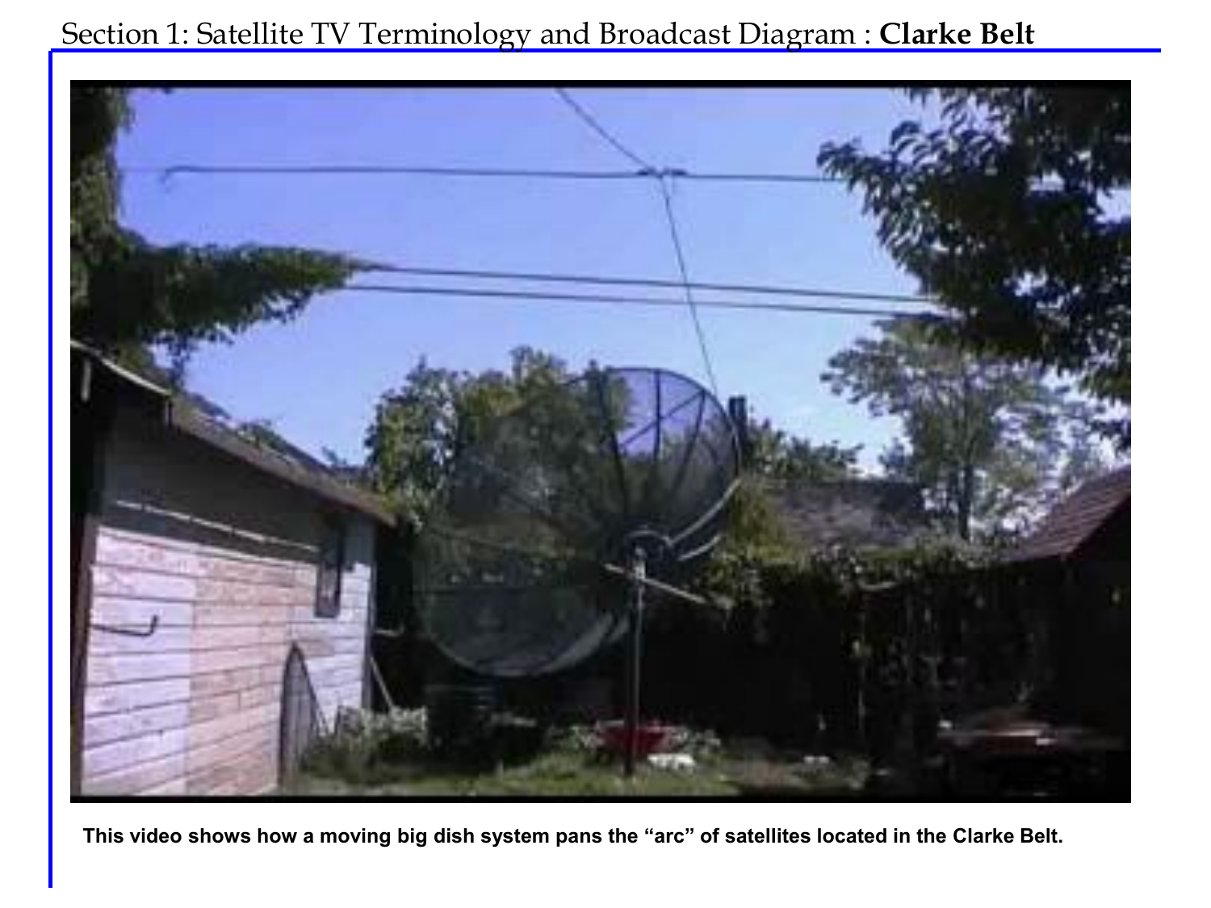## Section 1: Satellite TV Terminology and Broadcast Diagram : **Clarke Belt**

**This video shows how a moving big dish system pans the "arc" of satellites located in the Clarke Belt.**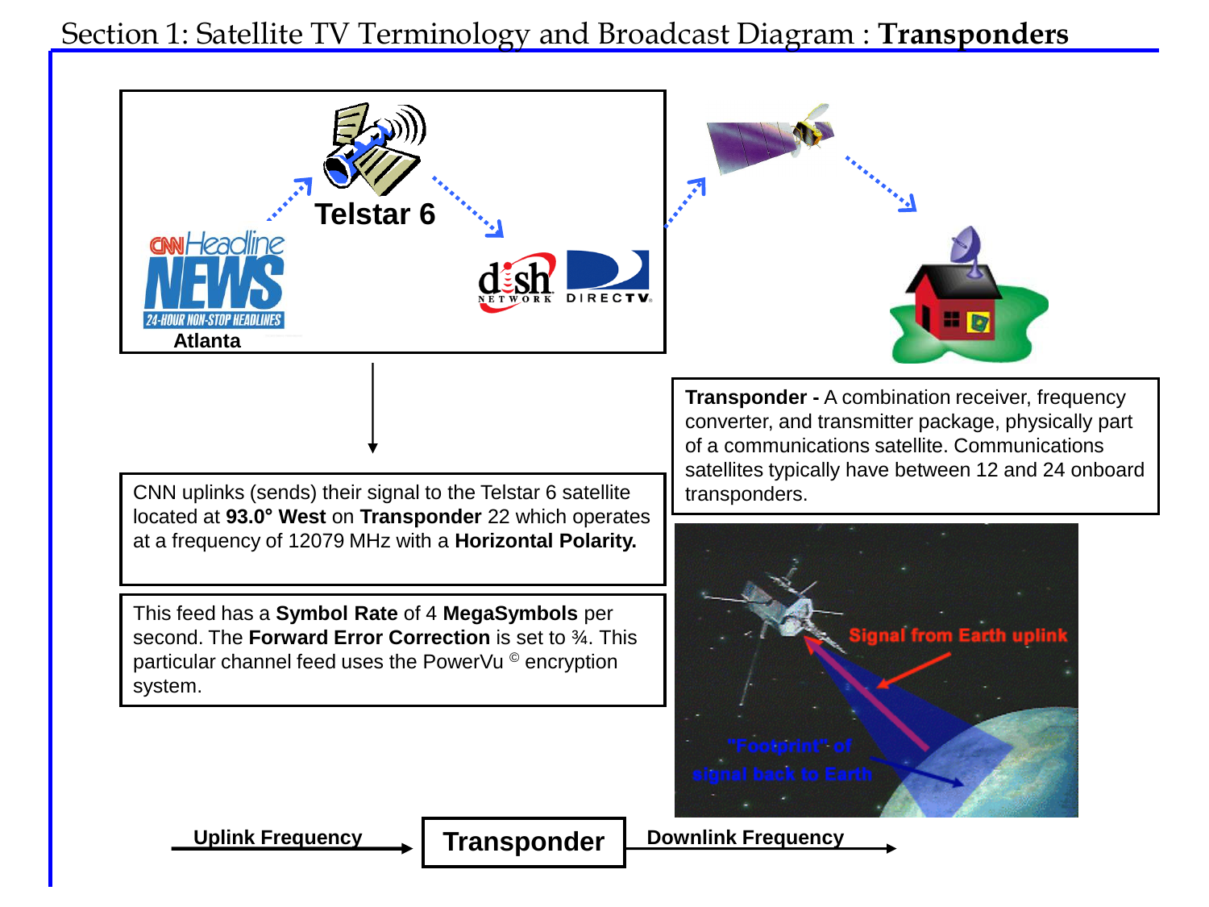# Section 1: Satellite TV Terminology and Broadcast Diagram : **Transponders**

Telstar 6

Atlanta

CNN uplinks (sends) their signal to the Telstar 6 satellite located at **93.0° West** on **Transponder** 22 which operates at a frequency of 12079 MHz with a **Horizontal Polarity.**

This feed has a **Symbol Rate** of 4 **MegaSymbols** per second. The **Forward Error Correction** is set to ¾. This particular channel feed uses the PowerVu © encryption system.

**Transponder -** A combination receiver, frequency converter, and transmitter package, physically part of a communications satellite. Communications satellites typically have between 12 and 24 onboard transponders.

Signal from Earth uplink

"Footprint" of signal back to Earth

**Uplink Frequency** → **Transponder** → **Downlink Frequency**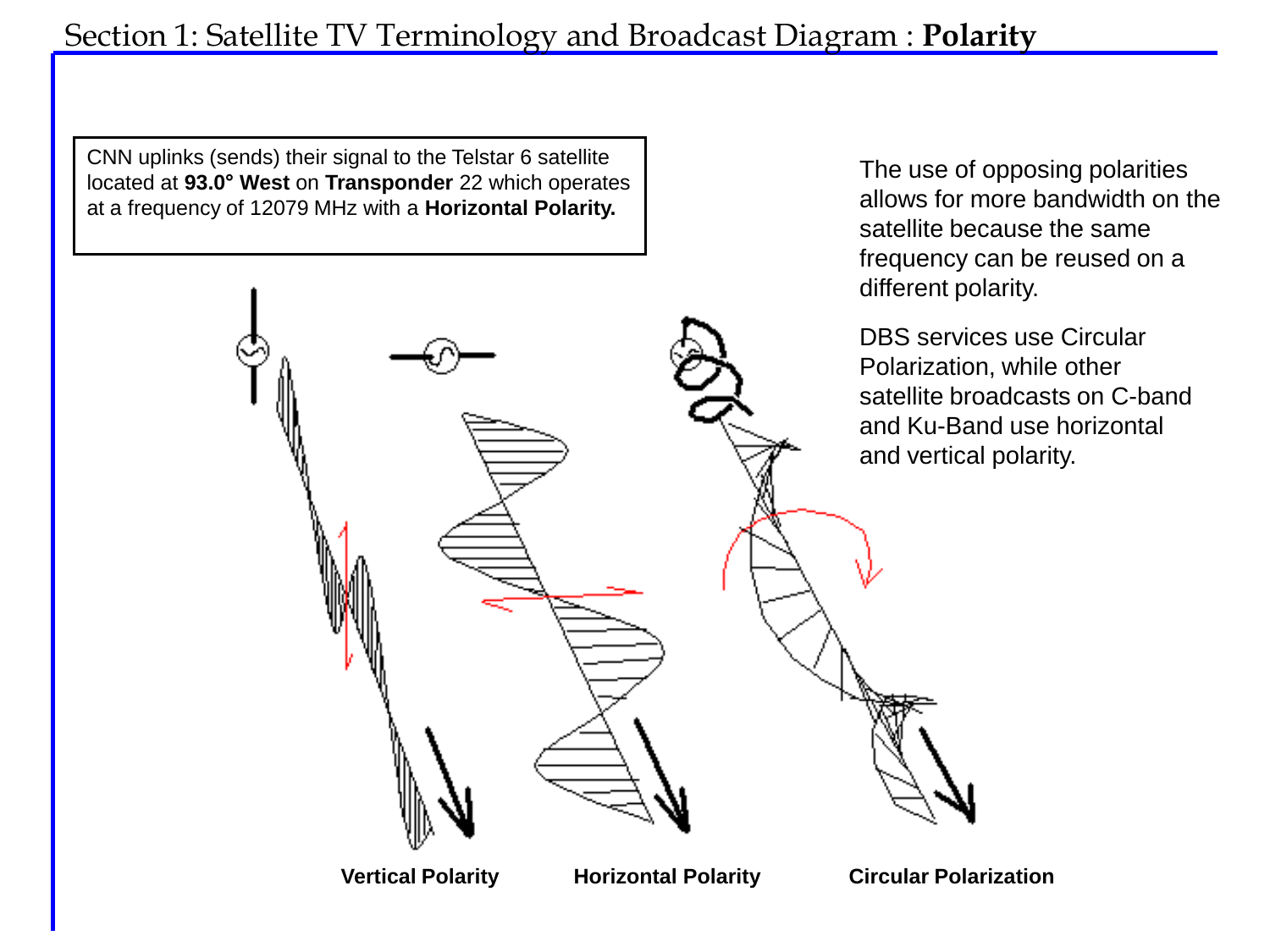# Section 1: Satellite TV Terminology and Broadcast Diagram : **Polarity**

CNN uplinks (sends) their signal to the Telstar 6 satellite located at **93.0° West** on **Transponder** 22 which operates at a frequency of 12079 MHz with a **Horizontal Polarity.**

The use of opposing polarities allows for more bandwidth on the satellite because the same frequency can be reused on a different polarity.

DBS services use Circular Polarization, while other satellite broadcasts on C-band and Ku-Band use horizontal and vertical polarity.

**Vertical Polarity**

**Horizontal Polarity**

**Circular Polarization**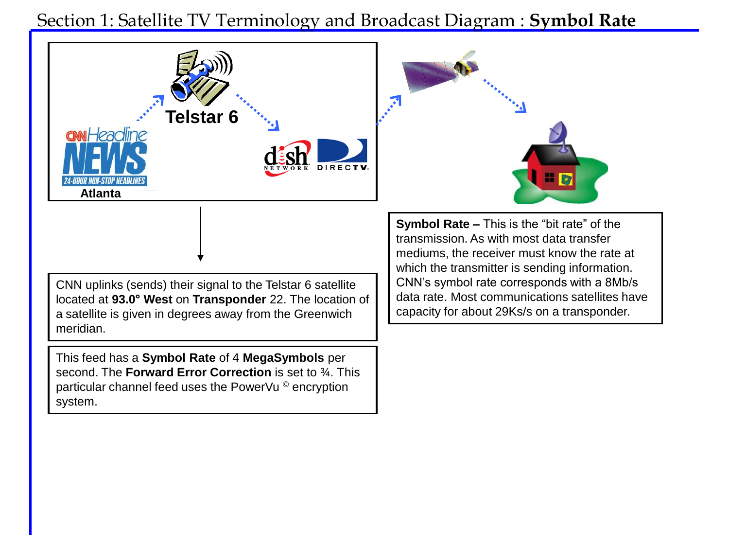# Section 1: Satellite TV Terminology and Broadcast Diagram : **Symbol Rate**

Telstar 6

Atlanta

CNN uplinks (sends) their signal to the Telstar 6 satellite located at **93.0° West** on **Transponder** 22. The location of a satellite is given in degrees away from the Greenwich meridian.

This feed has a **Symbol Rate** of 4 **MegaSymbols** per second. The **Forward Error Correction** is set to ¾. This particular channel feed uses the PowerVu © encryption system.

**Symbol Rate –** This is the “bit rate” of the transmission. As with most data transfer mediums, the receiver must know the rate at which the transmitter is sending information. CNN’s symbol rate corresponds with a 8Mb/s data rate. Most communications satellites have capacity for about 29Ks/s on a transponder.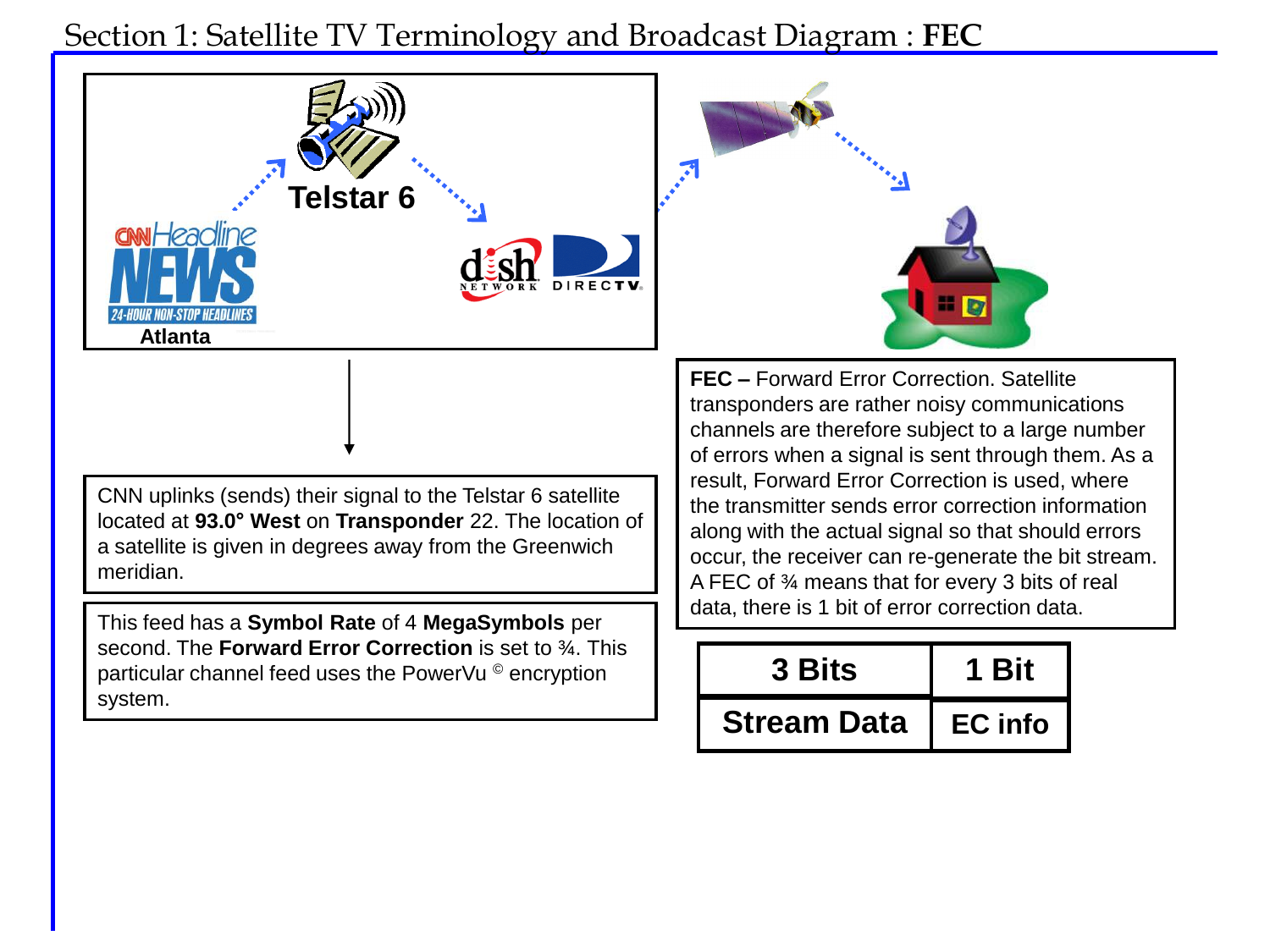# Section 1: Satellite TV Terminology and Broadcast Diagram : **FEC**

Telstar 6

Atlanta

CNN uplinks (sends) their signal to the Telstar 6 satellite located at **93.0° West** on **Transponder** 22. The location of a satellite is given in degrees away from the Greenwich meridian.

This feed has a **Symbol Rate** of 4 **MegaSymbols** per second. The **Forward Error Correction** is set to ¾. This particular channel feed uses the PowerVu © encryption system.

**FEC –** Forward Error Correction. Satellite transponders are rather noisy communications channels are therefore subject to a large number of errors when a signal is sent through them. As a result, Forward Error Correction is used, where the transmitter sends error correction information along with the actual signal so that should errors occur, the receiver can re-generate the bit stream. A FEC of ¾ means that for every 3 bits of real data, there is 1 bit of error correction data.

| | |
|---|---|
| **3 Bits** | **1 Bit** |
| **Stream Data** | **EC info** |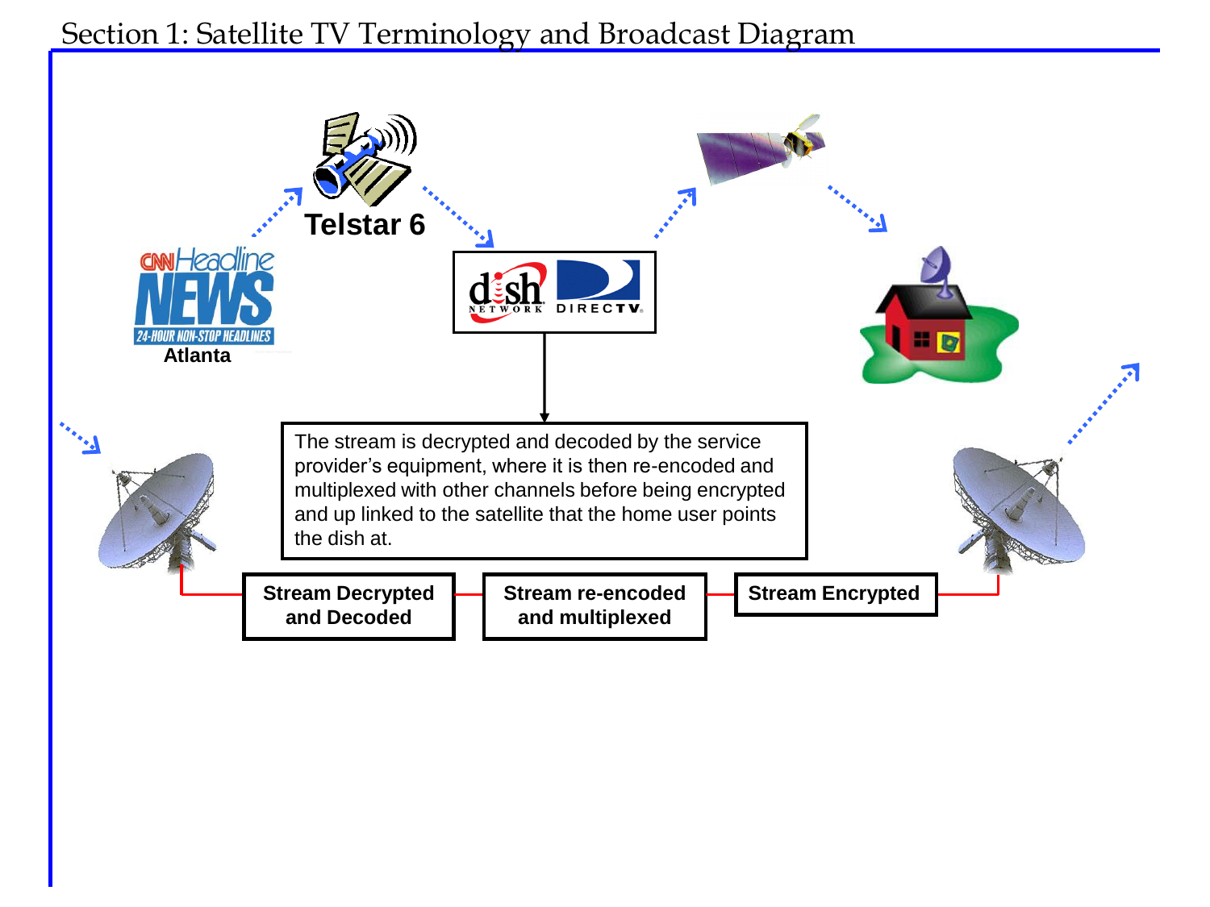# Section 1: Satellite TV Terminology and Broadcast Diagram

Telstar 6

Atlanta

The stream is decrypted and decoded by the service provider's equipment, where it is then re-encoded and multiplexed with other channels before being encrypted and up linked to the satellite that the home user points the dish at.

Stream Decrypted and Decoded

Stream re-encoded and multiplexed

Stream Encrypted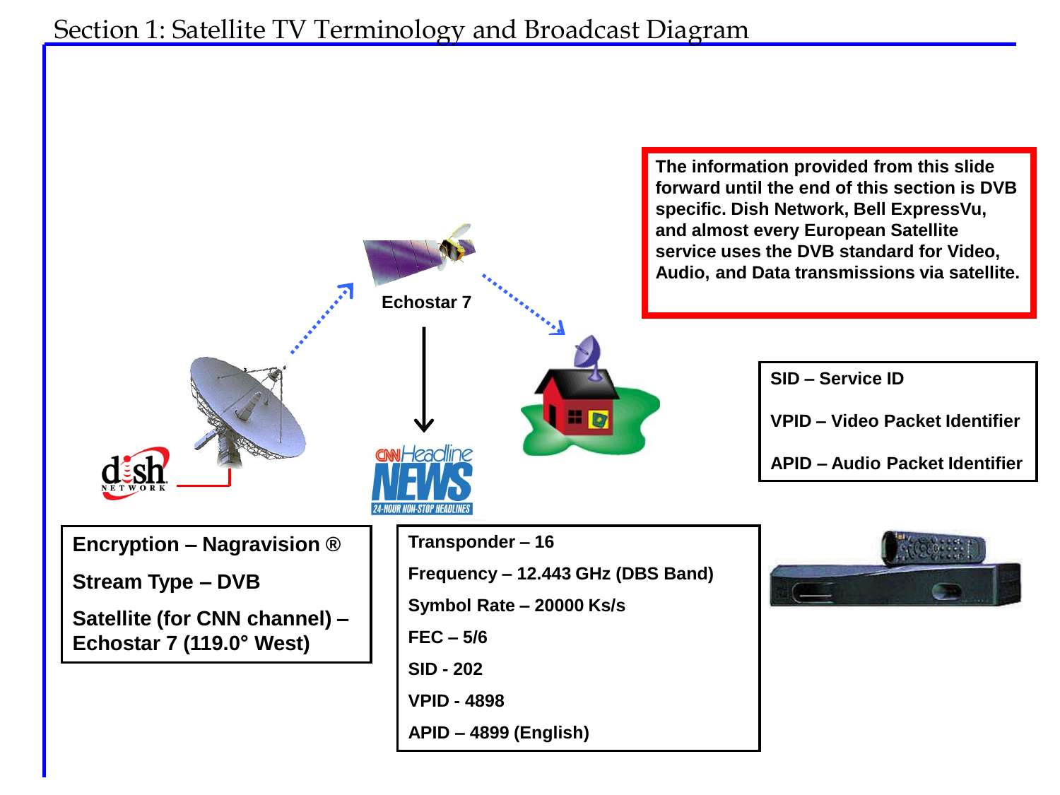# Section 1: Satellite TV Terminology and Broadcast Diagram

**The information provided from this slide forward until the end of this section is DVB specific. Dish Network, Bell ExpressVu, and almost every European Satellite service uses the DVB standard for Video, Audio, and Data transmissions via satellite.**

Echostar 7

**SID – Service ID**

**VPID – Video Packet Identifier**

**APID – Audio Packet Identifier**

**Encryption – Nagravision ®**

**Stream Type – DVB**

**Satellite (for CNN channel) – Echostar 7 (119.0° West)**

**Transponder – 16**

**Frequency – 12.443 GHz (DBS Band)**

**Symbol Rate – 20000 Ks/s**

**FEC – 5/6**

**SID - 202**

**VPID - 4898**

**APID – 4899 (English)**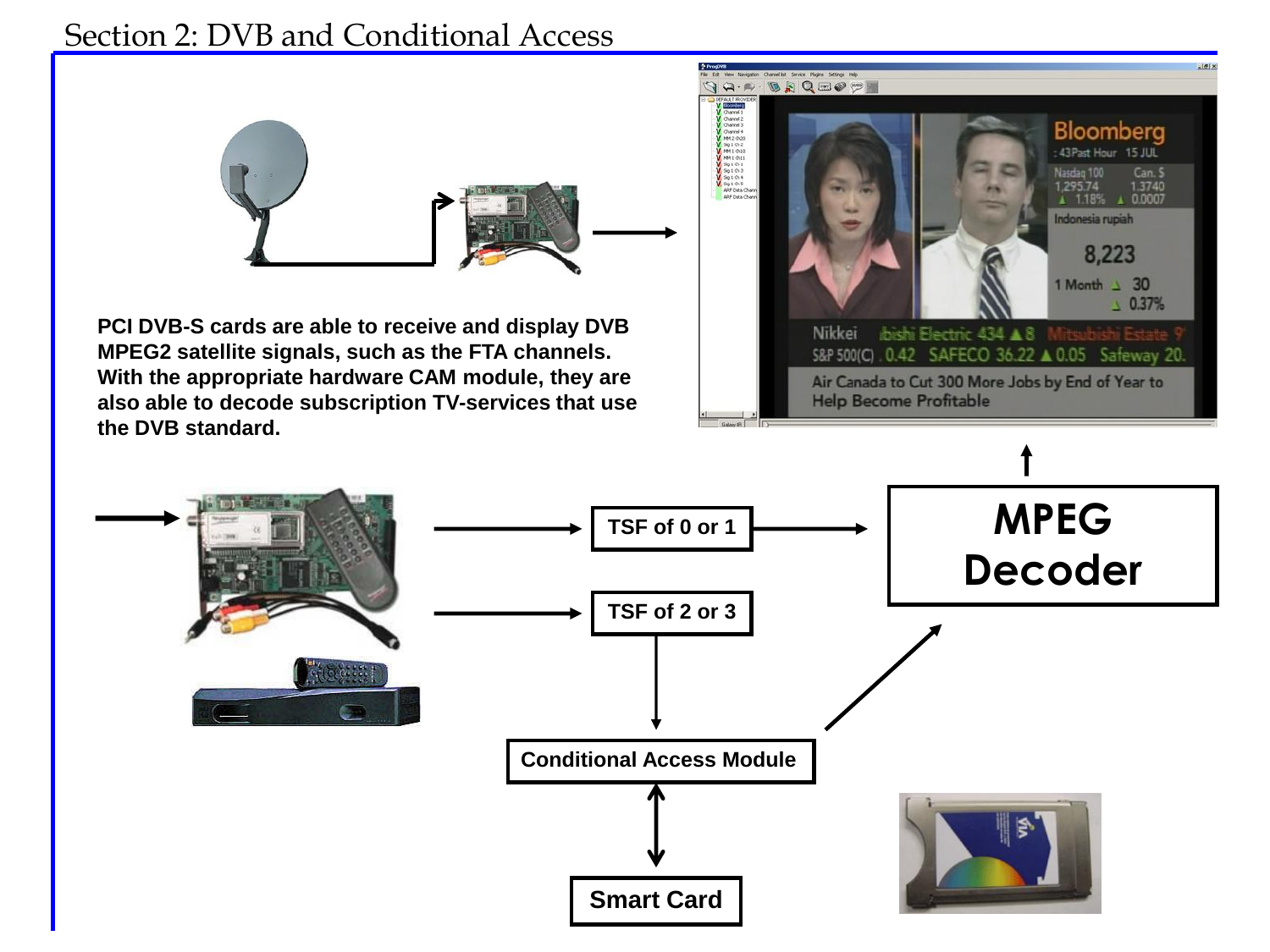# Section 2: DVB and Conditional Access

**PCI DVB-S cards are able to receive and display DVB MPEG2 satellite signals, such as the FTA channels. With the appropriate hardware CAM module, they are also able to decode subscription TV-services that use the DVB standard.**

TSF of 0 or 1

TSF of 2 or 3

MPEG Decoder

Conditional Access Module

Smart Card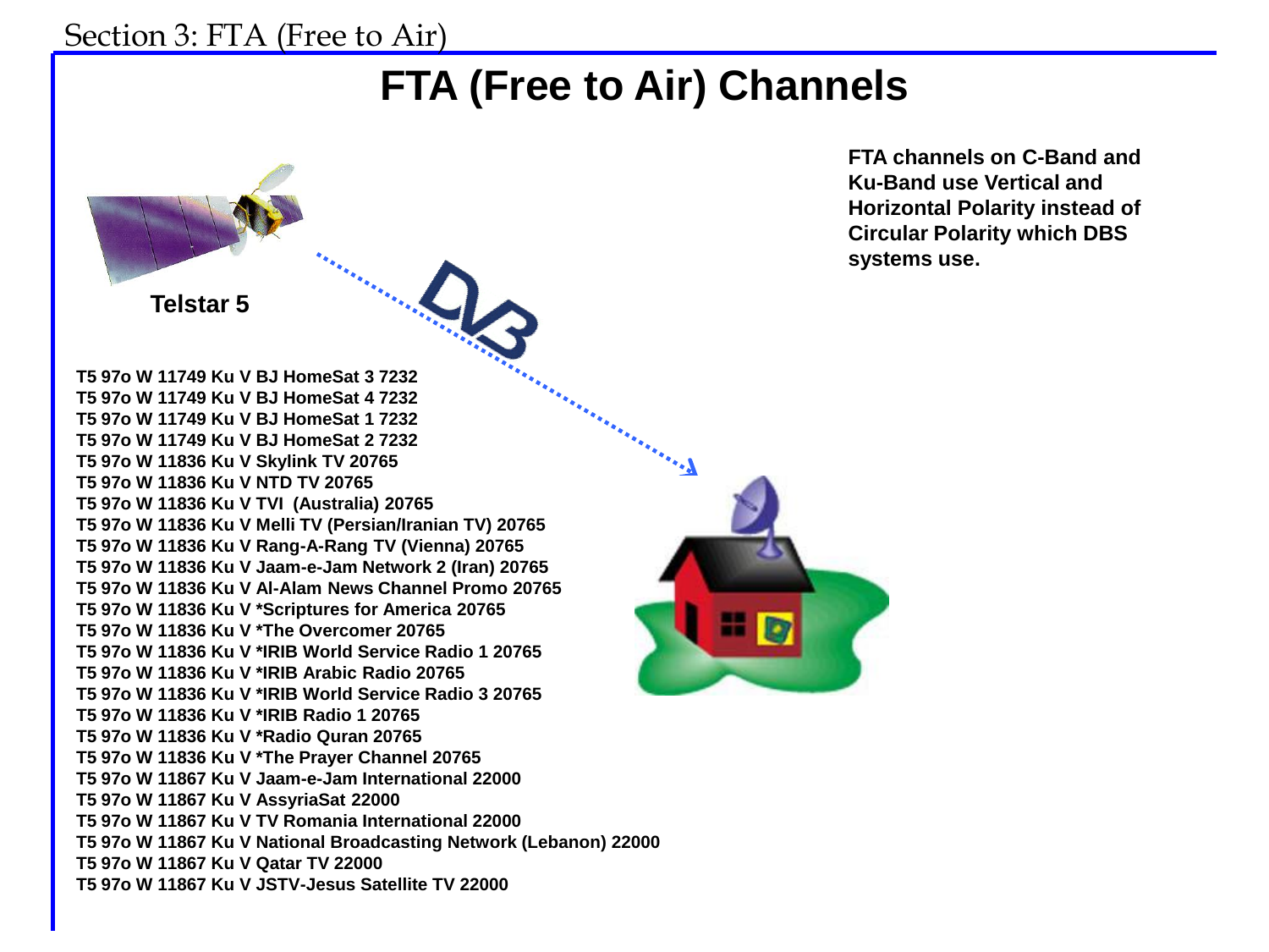# FTA (Free to Air) Channels

**FTA channels on C-Band and Ku-Band use Vertical and Horizontal Polarity instead of Circular Polarity which DBS systems use.**

**Telstar 5**

**T5 97o W 11749 Ku V BJ HomeSat 3 7232**
**T5 97o W 11749 Ku V BJ HomeSat 4 7232**
**T5 97o W 11749 Ku V BJ HomeSat 1 7232**
**T5 97o W 11749 Ku V BJ HomeSat 2 7232**
**T5 97o W 11836 Ku V Skylink TV 20765**
**T5 97o W 11836 Ku V NTD TV 20765**
**T5 97o W 11836 Ku V TVI (Australia) 20765**
**T5 97o W 11836 Ku V Melli TV (Persian/Iranian TV) 20765**
**T5 97o W 11836 Ku V Rang-A-Rang TV (Vienna) 20765**
**T5 97o W 11836 Ku V Jaam-e-Jam Network 2 (Iran) 20765**
**T5 97o W 11836 Ku V Al-Alam News Channel Promo 20765**
**T5 97o W 11836 Ku V *Scriptures for America 20765**
**T5 97o W 11836 Ku V *The Overcomer 20765**
**T5 97o W 11836 Ku V *IRIB World Service Radio 1 20765**
**T5 97o W 11836 Ku V *IRIB Arabic Radio 20765**
**T5 97o W 11836 Ku V *IRIB World Service Radio 3 20765**
**T5 97o W 11836 Ku V *IRIB Radio 1 20765**
**T5 97o W 11836 Ku V *Radio Quran 20765**
**T5 97o W 11836 Ku V *The Prayer Channel 20765**
**T5 97o W 11867 Ku V Jaam-e-Jam International 22000**
**T5 97o W 11867 Ku V AssyriaSat 22000**
**T5 97o W 11867 Ku V TV Romania International 22000**
**T5 97o W 11867 Ku V National Broadcasting Network (Lebanon) 22000**
**T5 97o W 11867 Ku V Qatar TV 22000**
**T5 97o W 11867 Ku V JSTV-Jesus Satellite TV 22000**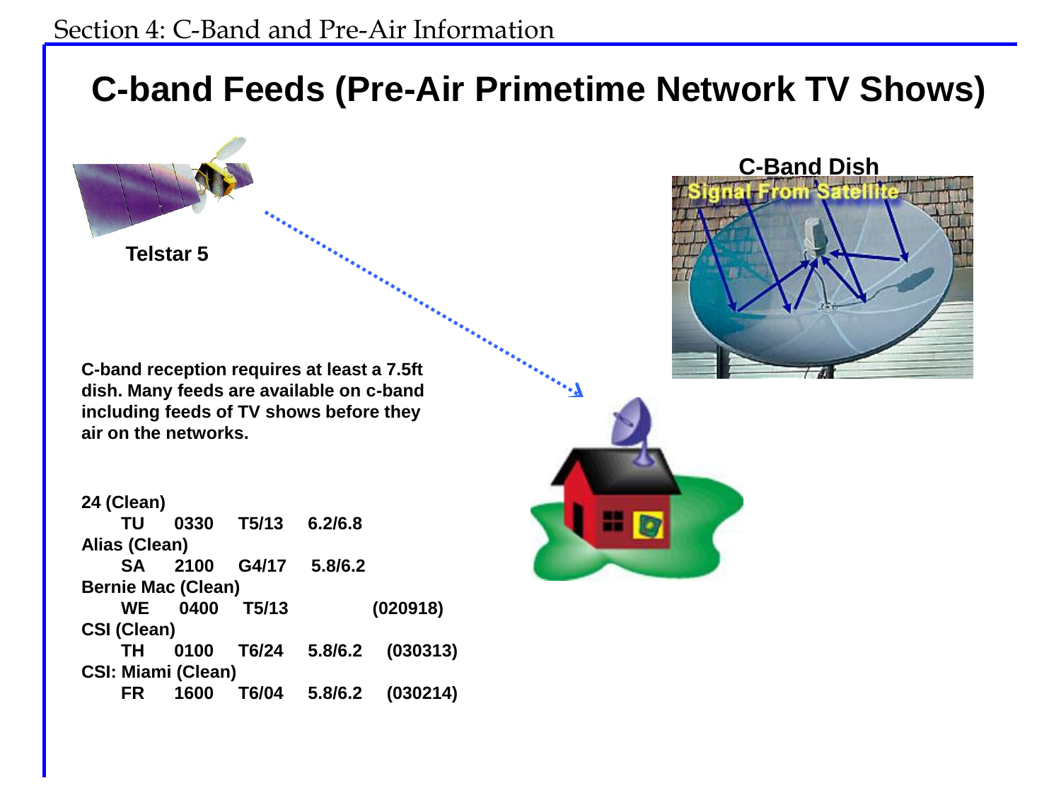# C-band Feeds (Pre-Air Primetime Network TV Shows)

Telstar 5

C-Band Dish

Signal From Satellite

C-band reception requires at least a 7.5ft dish. Many feeds are available on c-band including feeds of TV shows before they air on the networks.

**24 (Clean)**

| | | | | |
|---|---|---|---|---|
| TU | 0330 | T5/13 | 6.2/6.8 | |

**Alias (Clean)**

| | | | | |
|---|---|---|---|---|
| SA | 2100 | G4/17 | 5.8/6.2 | |

**Bernie Mac (Clean)**

| | | | | |
|---|---|---|---|---|
| WE | 0400 | T5/13 | | (020918) |

**CSI (Clean)**

| | | | | |
|---|---|---|---|---|
| TH | 0100 | T6/24 | 5.8/6.2 | (030313) |

**CSI: Miami (Clean)**

| | | | | |
|---|---|---|---|---|
| FR | 1600 | T6/04 | 5.8/6.2 | (030214) |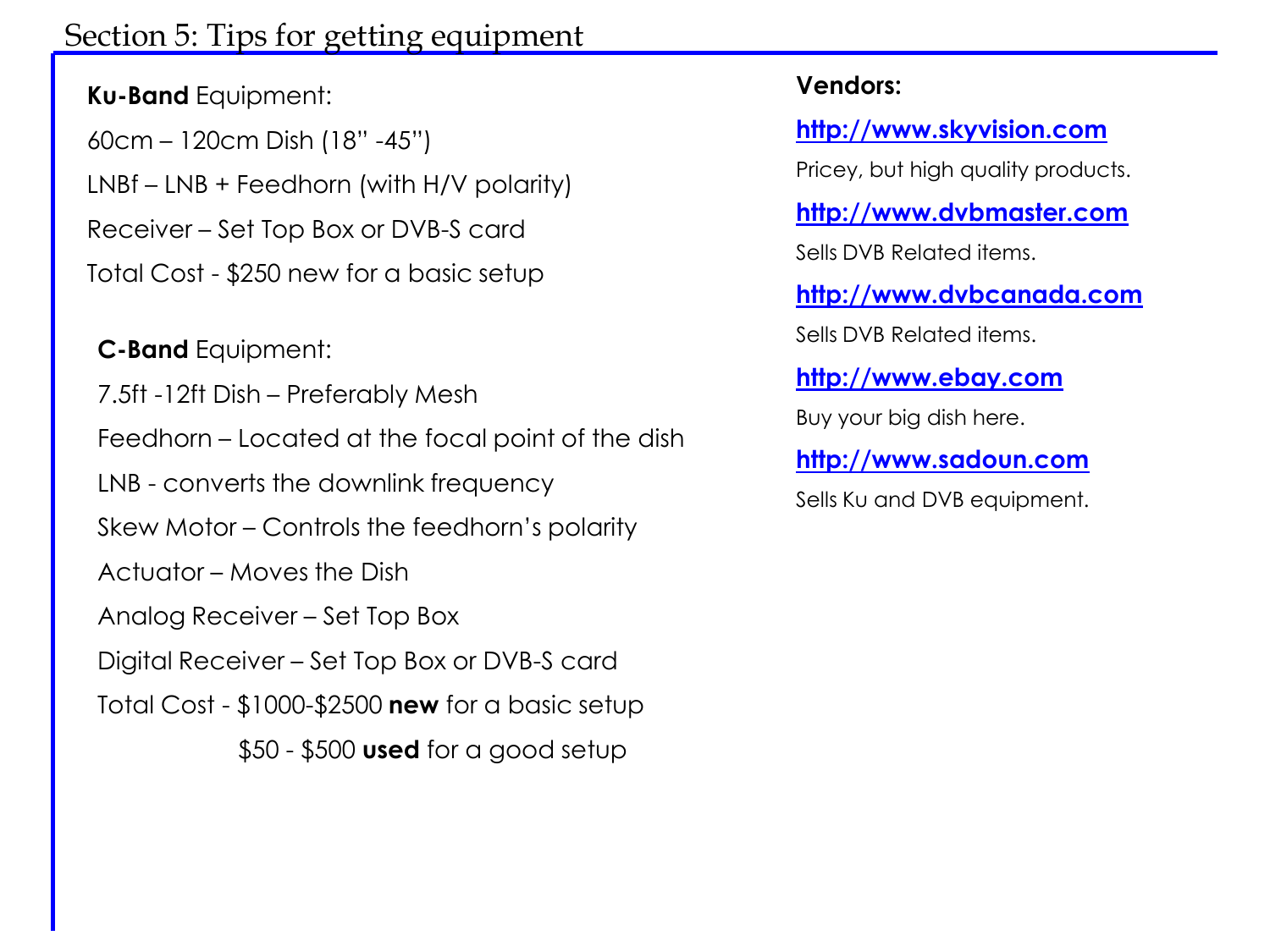# Section 5: Tips for getting equipment

**Ku-Band** Equipment:

60cm – 120cm Dish (18" -45")

LNBf – LNB + Feedhorn (with H/V polarity)

Receiver – Set Top Box or DVB-S card

Total Cost - $250 new for a basic setup

**C-Band** Equipment:

7.5ft -12ft Dish – Preferably Mesh

Feedhorn – Located at the focal point of the dish

LNB - converts the downlink frequency

Skew Motor – Controls the feedhorn's polarity

Actuator – Moves the Dish

Analog Receiver – Set Top Box

Digital Receiver – Set Top Box or DVB-S card

Total Cost - $1000-$2500 **new** for a basic setup

$50 - $500 **used** for a good setup

**Vendors:**

**http://www.skyvision.com**

Pricey, but high quality products.

**http://www.dvbmaster.com**

Sells DVB Related items.

**http://www.dvbcanada.com**

Sells DVB Related items.

**http://www.ebay.com**

Buy your big dish here.

**http://www.sadoun.com**

Sells Ku and DVB equipment.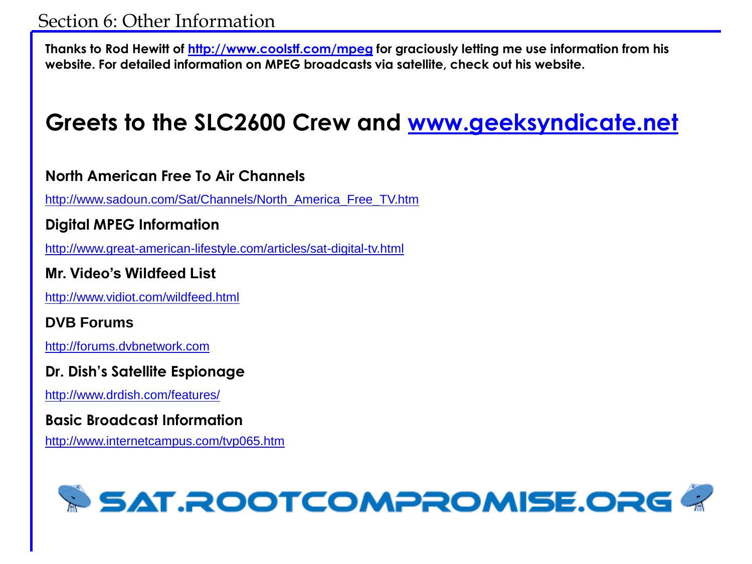# Section 6: Other Information

**Thanks to Rod Hewitt of http://www.coolstf.com/mpeg for graciously letting me use information from his website. For detailed information on MPEG broadcasts via satellite, check out his website.**

## Greets to the SLC2600 Crew and www.geeksyndicate.net

**North American Free To Air Channels**

http://www.sadoun.com/Sat/Channels/North_America_Free_TV.htm

**Digital MPEG Information**

http://www.great-american-lifestyle.com/articles/sat-digital-tv.html

**Mr. Video's Wildfeed List**

http://www.vidiot.com/wildfeed.html

**DVB Forums**

http://forums.dvbnetwork.com

**Dr. Dish's Satellite Espionage**

http://www.drdish.com/features/

**Basic Broadcast Information**

http://www.internetcampus.com/tvp065.htm

SAT.ROOTCOMPROMISE.ORG